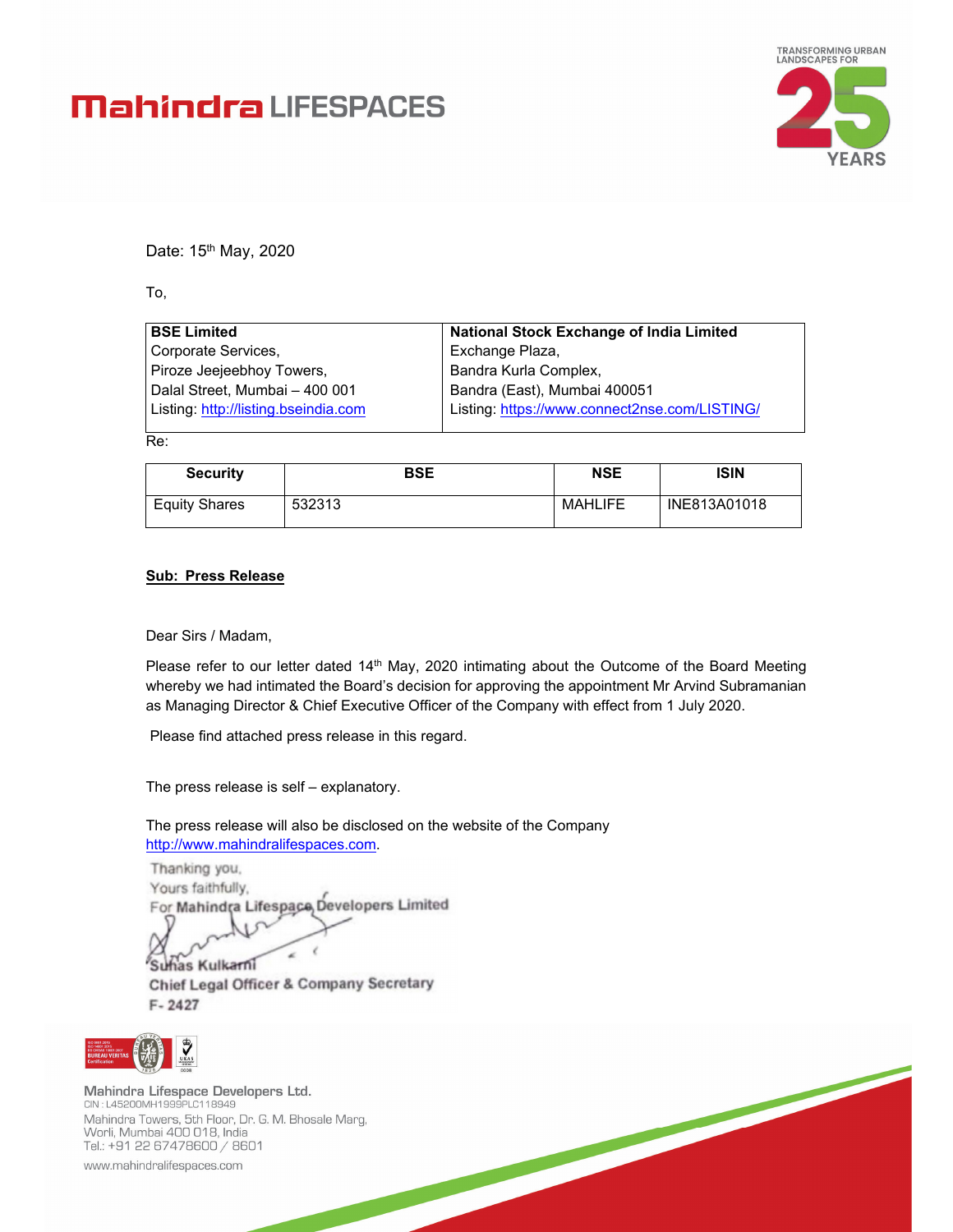Mahindra LIFESPACES

TRANSFORMING URBAN LANDSCAPES FOR 25 YEARS

Date: 15th May, 2020

To,

| BSE Limited | National Stock Exchange of India Limited |
|---|---|
| Corporate Services, | Exchange Plaza, |
| Piroze Jeejeebhoy Towers, | Bandra Kurla Complex, |
| Dalal Street, Mumbai – 400 001 | Bandra (East), Mumbai 400051 |
| Listing: http://listing.bseindia.com | Listing: https://www.connect2nse.com/LISTING/ |

Re:

| Security | BSE | NSE | ISIN |
|---|---|---|---|
| Equity Shares | 532313 | MAHLIFE | INE813A01018 |

**Sub: Press Release**

Dear Sirs / Madam,

Please refer to our letter dated 14th May, 2020 intimating about the Outcome of the Board Meeting whereby we had intimated the Board's decision for approving the appointment Mr Arvind Subramanian as Managing Director & Chief Executive Officer of the Company with effect from 1 July 2020.

Please find attached press release in this regard.

The press release is self – explanatory.

The press release will also be disclosed on the website of the Company http://www.mahindralifespaces.com.

Thanking you,
Yours faithfully,
For **Mahindra Lifespace Developers Limited**

Suhas Kulkarni
**Chief Legal Officer & Company Secretary**
**F- 2427**

Mahindra Lifespace Developers Ltd.
CIN : L45200MH1999PLC118949
Mahindra Towers, 5th Floor, Dr. G. M. Bhosale Marg,
Worli, Mumbai 400 018, India
Tel.: +91 22 67478600 / 8601
www.mahindralifespaces.com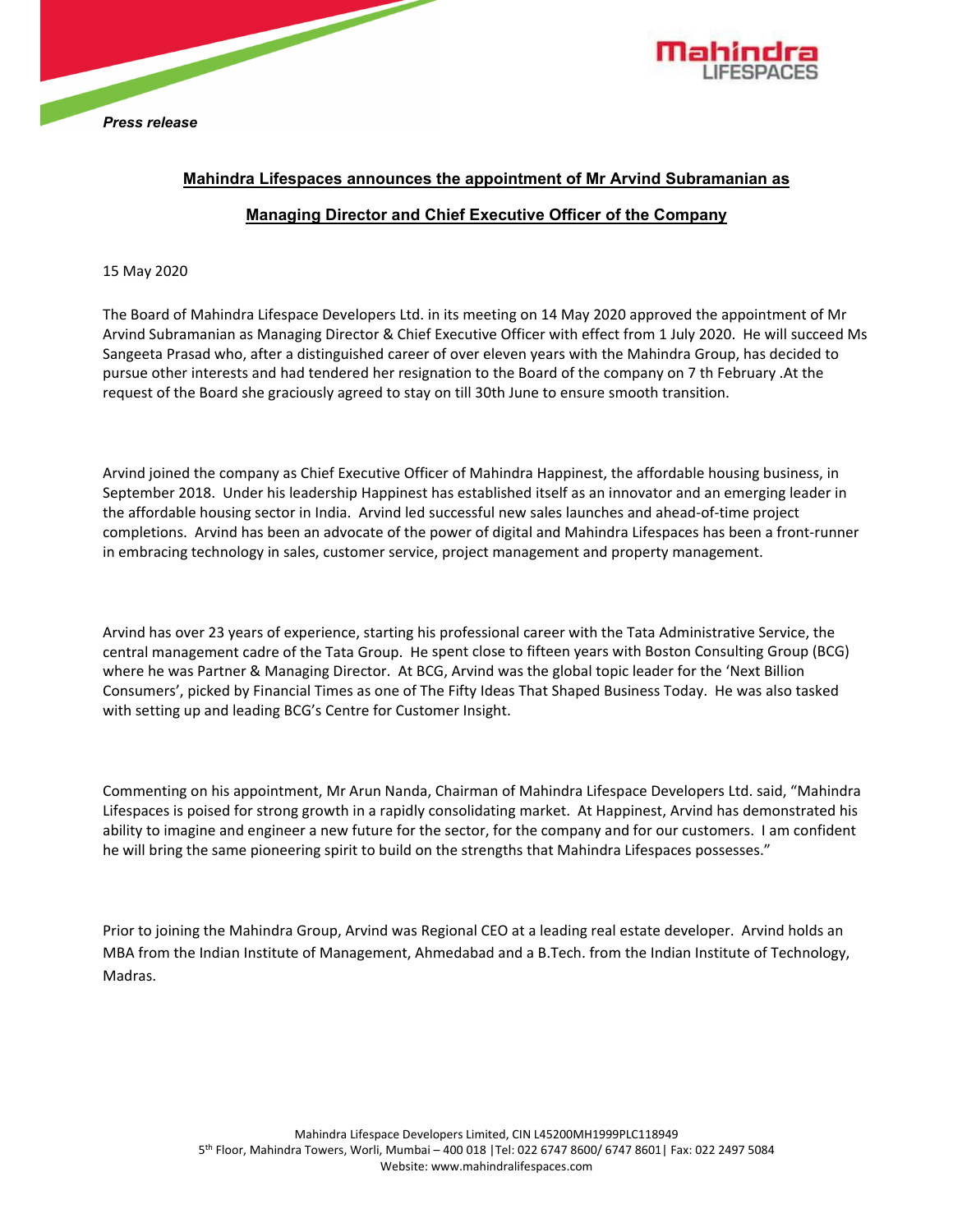*Press release*

## Mahindra Lifespaces announces the appointment of Mr Arvind Subramanian as Managing Director and Chief Executive Officer of the Company

15 May 2020

The Board of Mahindra Lifespace Developers Ltd. in its meeting on 14 May 2020 approved the appointment of Mr Arvind Subramanian as Managing Director & Chief Executive Officer with effect from 1 July 2020. He will succeed Ms Sangeeta Prasad who, after a distinguished career of over eleven years with the Mahindra Group, has decided to pursue other interests and had tendered her resignation to the Board of the company on 7 th February .At the request of the Board she graciously agreed to stay on till 30th June to ensure smooth transition.

Arvind joined the company as Chief Executive Officer of Mahindra Happinest, the affordable housing business, in September 2018. Under his leadership Happinest has established itself as an innovator and an emerging leader in the affordable housing sector in India. Arvind led successful new sales launches and ahead-of-time project completions. Arvind has been an advocate of the power of digital and Mahindra Lifespaces has been a front-runner in embracing technology in sales, customer service, project management and property management.

Arvind has over 23 years of experience, starting his professional career with the Tata Administrative Service, the central management cadre of the Tata Group. He spent close to fifteen years with Boston Consulting Group (BCG) where he was Partner & Managing Director. At BCG, Arvind was the global topic leader for the 'Next Billion Consumers', picked by Financial Times as one of The Fifty Ideas That Shaped Business Today. He was also tasked with setting up and leading BCG's Centre for Customer Insight.

Commenting on his appointment, Mr Arun Nanda, Chairman of Mahindra Lifespace Developers Ltd. said, "Mahindra Lifespaces is poised for strong growth in a rapidly consolidating market. At Happinest, Arvind has demonstrated his ability to imagine and engineer a new future for the sector, for the company and for our customers. I am confident he will bring the same pioneering spirit to build on the strengths that Mahindra Lifespaces possesses."

Prior to joining the Mahindra Group, Arvind was Regional CEO at a leading real estate developer. Arvind holds an MBA from the Indian Institute of Management, Ahmedabad and a B.Tech. from the Indian Institute of Technology, Madras.

Mahindra Lifespace Developers Limited, CIN L45200MH1999PLC118949
5th Floor, Mahindra Towers, Worli, Mumbai – 400 018 |Tel: 022 6747 8600/ 6747 8601| Fax: 022 2497 5084
Website: www.mahindralifespaces.com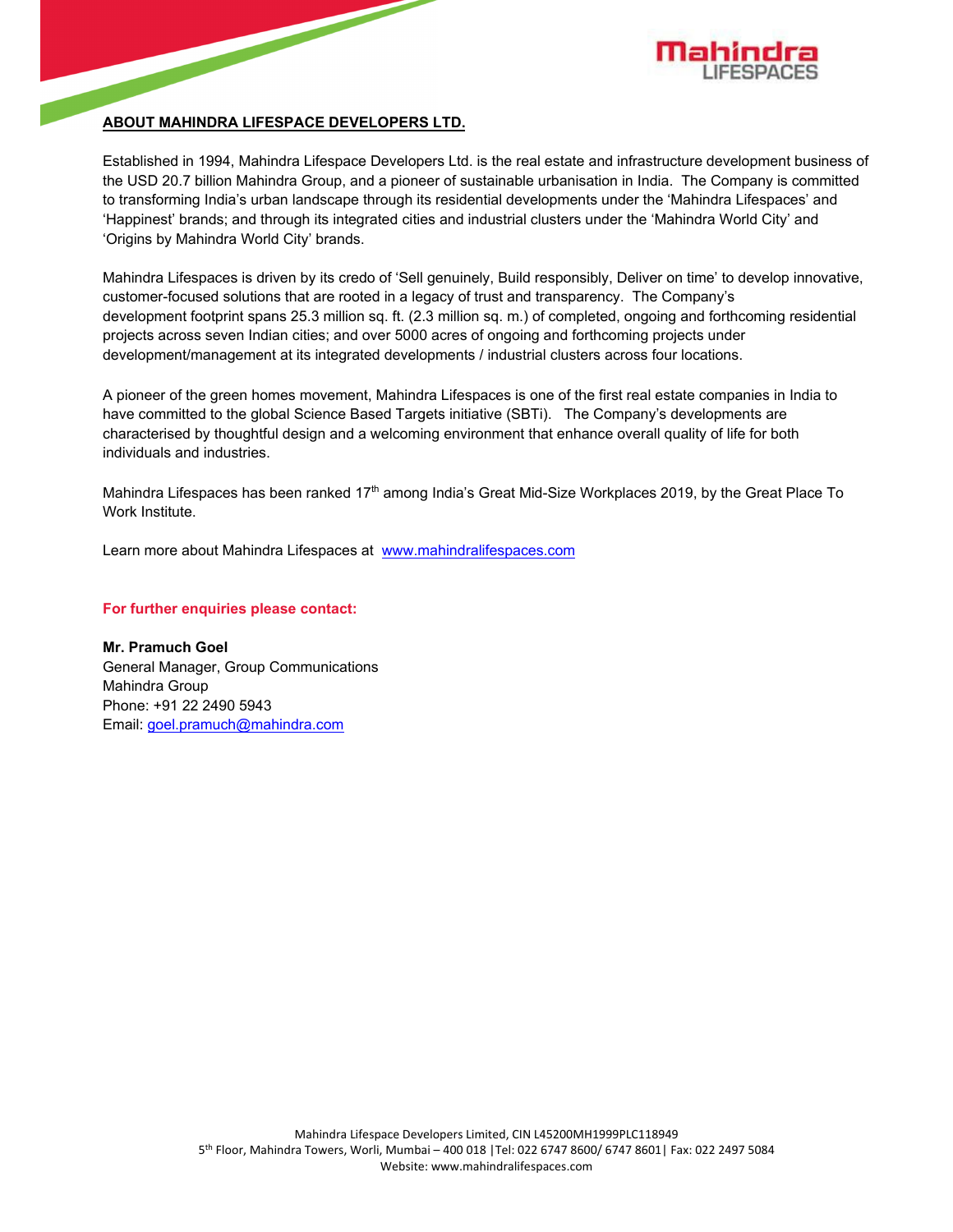## ABOUT MAHINDRA LIFESPACE DEVELOPERS LTD.

Established in 1994, Mahindra Lifespace Developers Ltd. is the real estate and infrastructure development business of the USD 20.7 billion Mahindra Group, and a pioneer of sustainable urbanisation in India. The Company is committed to transforming India's urban landscape through its residential developments under the 'Mahindra Lifespaces' and 'Happinest' brands; and through its integrated cities and industrial clusters under the 'Mahindra World City' and 'Origins by Mahindra World City' brands.

Mahindra Lifespaces is driven by its credo of 'Sell genuinely, Build responsibly, Deliver on time' to develop innovative, customer-focused solutions that are rooted in a legacy of trust and transparency. The Company's development footprint spans 25.3 million sq. ft. (2.3 million sq. m.) of completed, ongoing and forthcoming residential projects across seven Indian cities; and over 5000 acres of ongoing and forthcoming projects under development/management at its integrated developments / industrial clusters across four locations.

A pioneer of the green homes movement, Mahindra Lifespaces is one of the first real estate companies in India to have committed to the global Science Based Targets initiative (SBTi). The Company's developments are characterised by thoughtful design and a welcoming environment that enhance overall quality of life for both individuals and industries.

Mahindra Lifespaces has been ranked 17th among India's Great Mid-Size Workplaces 2019, by the Great Place To Work Institute.

Learn more about Mahindra Lifespaces at [www.mahindralifespaces.com](www.mahindralifespaces.com)

**For further enquiries please contact:**

**Mr. Pramuch Goel**
General Manager, Group Communications
Mahindra Group
Phone: +91 22 2490 5943
Email: goel.pramuch@mahindra.com

Mahindra Lifespace Developers Limited, CIN L45200MH1999PLC118949
5th Floor, Mahindra Towers, Worli, Mumbai – 400 018 |Tel: 022 6747 8600/ 6747 8601| Fax: 022 2497 5084
Website: www.mahindralifespaces.com